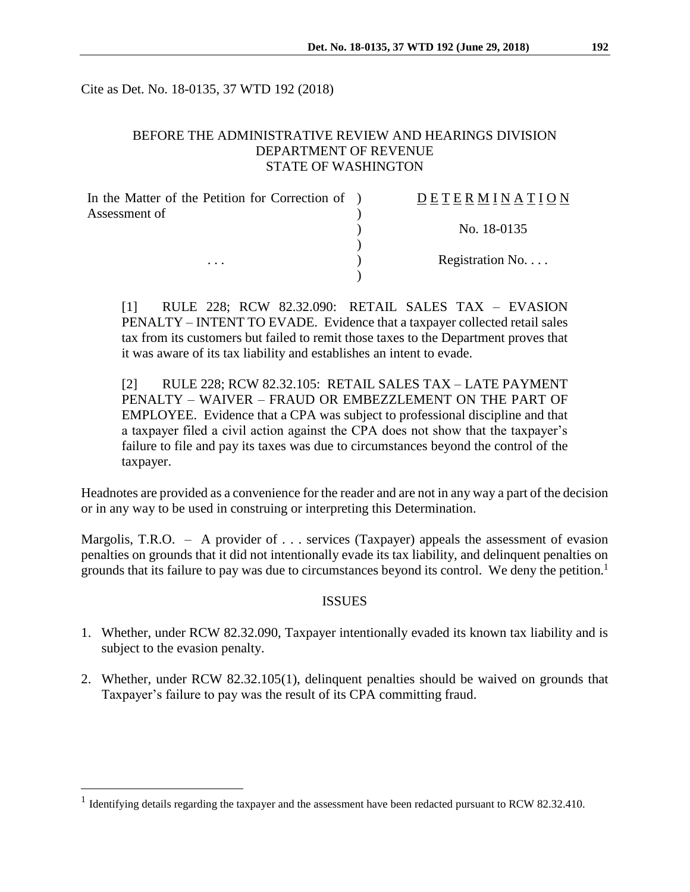Cite as Det. No. 18-0135, 37 WTD 192 (2018)

BEFORE THE ADMINISTRATIVE REVIEW AND HEARINGS DIVISION
DEPARTMENT OF REVENUE
STATE OF WASHINGTON

| In the Matter of the Petition for Correction of Assessment of | D E T E R M I N A T I O N |
|---|---|
| | No. 18-0135 |
| . . . | Registration No. . . . |

[1] RULE 228; RCW 82.32.090: RETAIL SALES TAX – EVASION PENALTY – INTENT TO EVADE. Evidence that a taxpayer collected retail sales tax from its customers but failed to remit those taxes to the Department proves that it was aware of its tax liability and establishes an intent to evade.

[2] RULE 228; RCW 82.32.105: RETAIL SALES TAX – LATE PAYMENT PENALTY – WAIVER – FRAUD OR EMBEZZLEMENT ON THE PART OF EMPLOYEE. Evidence that a CPA was subject to professional discipline and that a taxpayer filed a civil action against the CPA does not show that the taxpayer's failure to file and pay its taxes was due to circumstances beyond the control of the taxpayer.

Headnotes are provided as a convenience for the reader and are not in any way a part of the decision or in any way to be used in construing or interpreting this Determination.

Margolis, T.R.O. – A provider of . . . services (Taxpayer) appeals the assessment of evasion penalties on grounds that it did not intentionally evade its tax liability, and delinquent penalties on grounds that its failure to pay was due to circumstances beyond its control. We deny the petition.[1]

## ISSUES

1. Whether, under RCW 82.32.090, Taxpayer intentionally evaded its known tax liability and is subject to the evasion penalty.

2. Whether, under RCW 82.32.105(1), delinquent penalties should be waived on grounds that Taxpayer's failure to pay was the result of its CPA committing fraud.

[1] Identifying details regarding the taxpayer and the assessment have been redacted pursuant to RCW 82.32.410.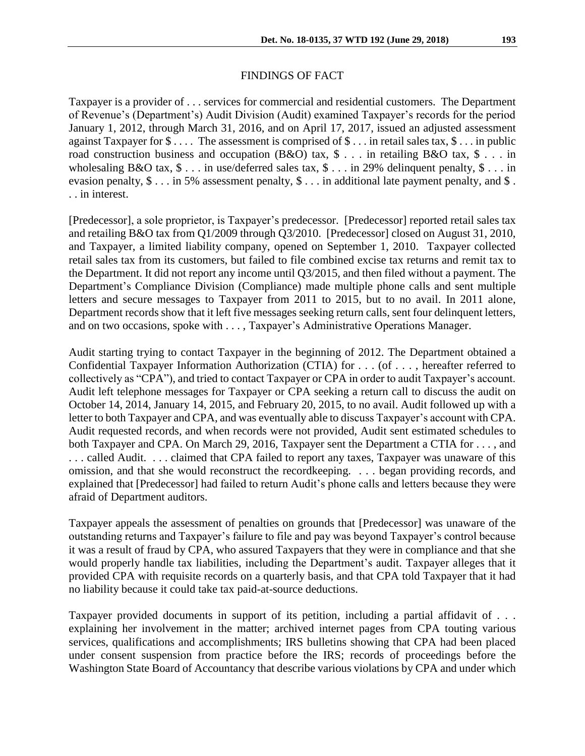FINDINGS OF FACT

Taxpayer is a provider of . . . services for commercial and residential customers. The Department of Revenue's (Department's) Audit Division (Audit) examined Taxpayer's records for the period January 1, 2012, through March 31, 2016, and on April 17, 2017, issued an adjusted assessment against Taxpayer for $ . . . . The assessment is comprised of $ . . . in retail sales tax, $ . . . in public road construction business and occupation (B&O) tax, $ . . . in retailing B&O tax, $ . . . in wholesaling B&O tax, $ . . . in use/deferred sales tax, $ . . . in 29% delinquent penalty, $ . . . in evasion penalty, $ . . . in 5% assessment penalty, $ . . . in additional late payment penalty, and $ . . . in interest.

[Predecessor], a sole proprietor, is Taxpayer's predecessor. [Predecessor] reported retail sales tax and retailing B&O tax from Q1/2009 through Q3/2010. [Predecessor] closed on August 31, 2010, and Taxpayer, a limited liability company, opened on September 1, 2010. Taxpayer collected retail sales tax from its customers, but failed to file combined excise tax returns and remit tax to the Department. It did not report any income until Q3/2015, and then filed without a payment. The Department's Compliance Division (Compliance) made multiple phone calls and sent multiple letters and secure messages to Taxpayer from 2011 to 2015, but to no avail. In 2011 alone, Department records show that it left five messages seeking return calls, sent four delinquent letters, and on two occasions, spoke with . . . , Taxpayer's Administrative Operations Manager.

Audit starting trying to contact Taxpayer in the beginning of 2012. The Department obtained a Confidential Taxpayer Information Authorization (CTIA) for . . . (of . . . , hereafter referred to collectively as "CPA"), and tried to contact Taxpayer or CPA in order to audit Taxpayer's account. Audit left telephone messages for Taxpayer or CPA seeking a return call to discuss the audit on October 14, 2014, January 14, 2015, and February 20, 2015, to no avail. Audit followed up with a letter to both Taxpayer and CPA, and was eventually able to discuss Taxpayer's account with CPA. Audit requested records, and when records were not provided, Audit sent estimated schedules to both Taxpayer and CPA. On March 29, 2016, Taxpayer sent the Department a CTIA for . . . , and . . . called Audit. . . . claimed that CPA failed to report any taxes, Taxpayer was unaware of this omission, and that she would reconstruct the recordkeeping. . . . began providing records, and explained that [Predecessor] had failed to return Audit's phone calls and letters because they were afraid of Department auditors.

Taxpayer appeals the assessment of penalties on grounds that [Predecessor] was unaware of the outstanding returns and Taxpayer's failure to file and pay was beyond Taxpayer's control because it was a result of fraud by CPA, who assured Taxpayers that they were in compliance and that she would properly handle tax liabilities, including the Department's audit. Taxpayer alleges that it provided CPA with requisite records on a quarterly basis, and that CPA told Taxpayer that it had no liability because it could take tax paid-at-source deductions.

Taxpayer provided documents in support of its petition, including a partial affidavit of . . . explaining her involvement in the matter; archived internet pages from CPA touting various services, qualifications and accomplishments; IRS bulletins showing that CPA had been placed under consent suspension from practice before the IRS; records of proceedings before the Washington State Board of Accountancy that describe various violations by CPA and under which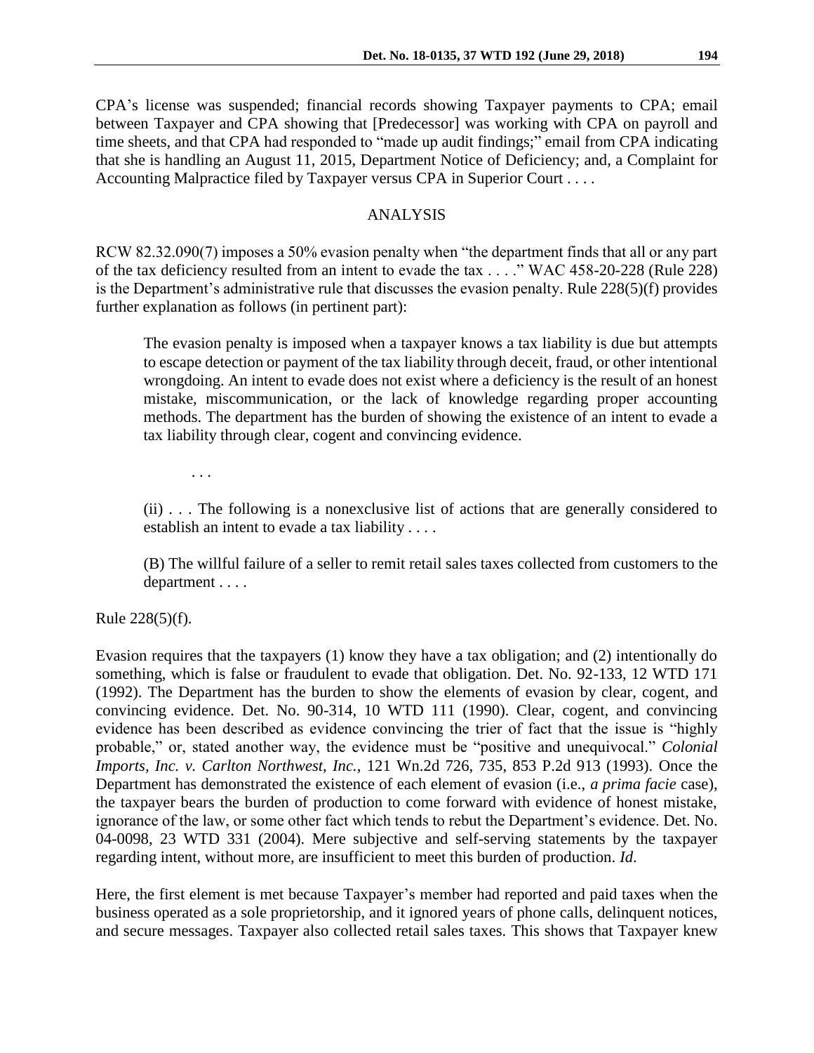CPA's license was suspended; financial records showing Taxpayer payments to CPA; email between Taxpayer and CPA showing that [Predecessor] was working with CPA on payroll and time sheets, and that CPA had responded to "made up audit findings;" email from CPA indicating that she is handling an August 11, 2015, Department Notice of Deficiency; and, a Complaint for Accounting Malpractice filed by Taxpayer versus CPA in Superior Court . . . .

## ANALYSIS

RCW 82.32.090(7) imposes a 50% evasion penalty when "the department finds that all or any part of the tax deficiency resulted from an intent to evade the tax . . . ." WAC 458-20-228 (Rule 228) is the Department's administrative rule that discusses the evasion penalty. Rule 228(5)(f) provides further explanation as follows (in pertinent part):

> The evasion penalty is imposed when a taxpayer knows a tax liability is due but attempts to escape detection or payment of the tax liability through deceit, fraud, or other intentional wrongdoing. An intent to evade does not exist where a deficiency is the result of an honest mistake, miscommunication, or the lack of knowledge regarding proper accounting methods. The department has the burden of showing the existence of an intent to evade a tax liability through clear, cogent and convincing evidence.
>
> . . .
>
> (ii) . . . The following is a nonexclusive list of actions that are generally considered to establish an intent to evade a tax liability . . . .
>
> (B) The willful failure of a seller to remit retail sales taxes collected from customers to the department . . . .

Rule 228(5)(f).

Evasion requires that the taxpayers (1) know they have a tax obligation; and (2) intentionally do something, which is false or fraudulent to evade that obligation. Det. No. 92-133, 12 WTD 171 (1992). The Department has the burden to show the elements of evasion by clear, cogent, and convincing evidence. Det. No. 90-314, 10 WTD 111 (1990). Clear, cogent, and convincing evidence has been described as evidence convincing the trier of fact that the issue is "highly probable," or, stated another way, the evidence must be "positive and unequivocal." *Colonial Imports, Inc. v. Carlton Northwest, Inc.*, 121 Wn.2d 726, 735, 853 P.2d 913 (1993). Once the Department has demonstrated the existence of each element of evasion (i.e., *a prima facie* case), the taxpayer bears the burden of production to come forward with evidence of honest mistake, ignorance of the law, or some other fact which tends to rebut the Department's evidence. Det. No. 04-0098, 23 WTD 331 (2004). Mere subjective and self-serving statements by the taxpayer regarding intent, without more, are insufficient to meet this burden of production. *Id.*

Here, the first element is met because Taxpayer's member had reported and paid taxes when the business operated as a sole proprietorship, and it ignored years of phone calls, delinquent notices, and secure messages. Taxpayer also collected retail sales taxes. This shows that Taxpayer knew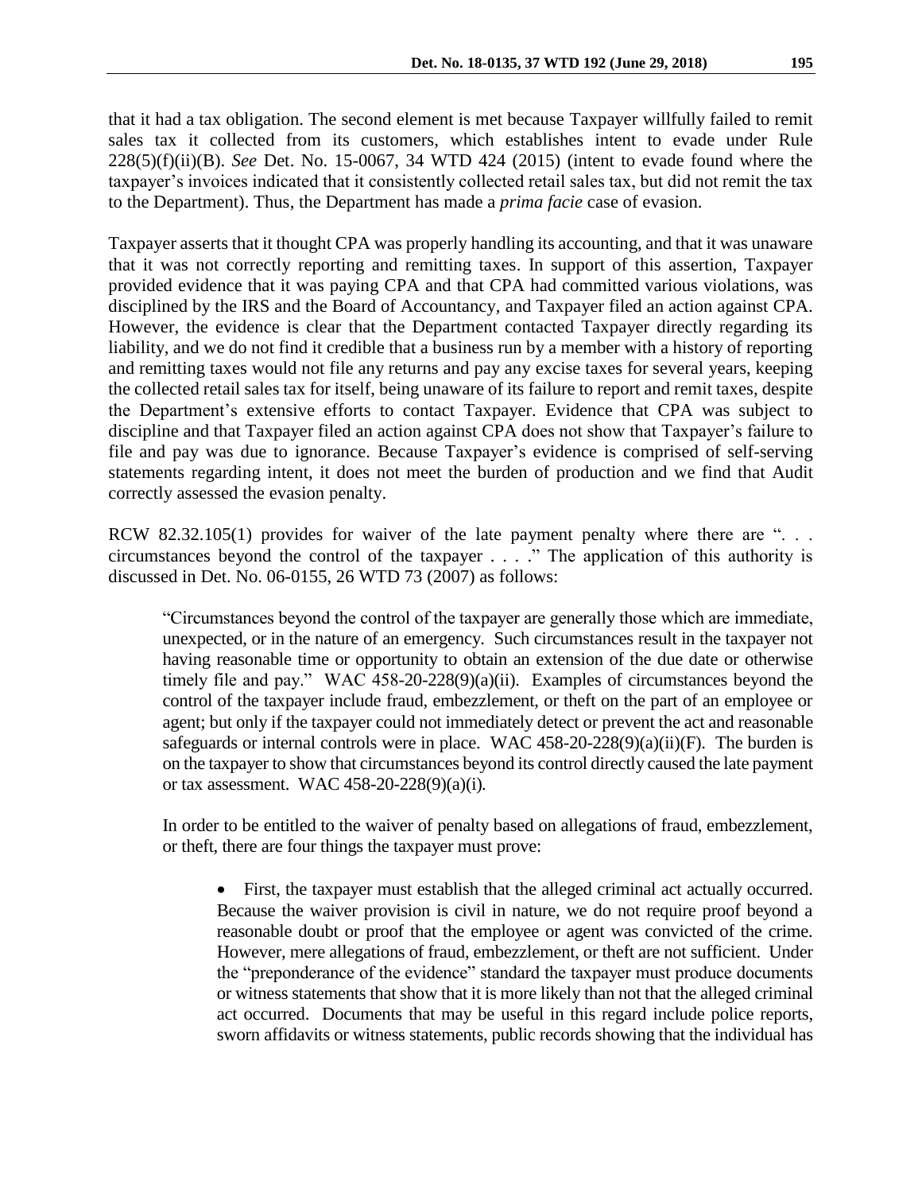that it had a tax obligation. The second element is met because Taxpayer willfully failed to remit sales tax it collected from its customers, which establishes intent to evade under Rule 228(5)(f)(ii)(B). *See* Det. No. 15-0067, 34 WTD 424 (2015) (intent to evade found where the taxpayer's invoices indicated that it consistently collected retail sales tax, but did not remit the tax to the Department). Thus, the Department has made a *prima facie* case of evasion.

Taxpayer asserts that it thought CPA was properly handling its accounting, and that it was unaware that it was not correctly reporting and remitting taxes. In support of this assertion, Taxpayer provided evidence that it was paying CPA and that CPA had committed various violations, was disciplined by the IRS and the Board of Accountancy, and Taxpayer filed an action against CPA. However, the evidence is clear that the Department contacted Taxpayer directly regarding its liability, and we do not find it credible that a business run by a member with a history of reporting and remitting taxes would not file any returns and pay any excise taxes for several years, keeping the collected retail sales tax for itself, being unaware of its failure to report and remit taxes, despite the Department's extensive efforts to contact Taxpayer. Evidence that CPA was subject to discipline and that Taxpayer filed an action against CPA does not show that Taxpayer's failure to file and pay was due to ignorance. Because Taxpayer's evidence is comprised of self-serving statements regarding intent, it does not meet the burden of production and we find that Audit correctly assessed the evasion penalty.

RCW 82.32.105(1) provides for waiver of the late payment penalty where there are ". . . circumstances beyond the control of the taxpayer . . . ." The application of this authority is discussed in Det. No. 06-0155, 26 WTD 73 (2007) as follows:

> "Circumstances beyond the control of the taxpayer are generally those which are immediate, unexpected, or in the nature of an emergency. Such circumstances result in the taxpayer not having reasonable time or opportunity to obtain an extension of the due date or otherwise timely file and pay." WAC 458-20-228(9)(a)(ii). Examples of circumstances beyond the control of the taxpayer include fraud, embezzlement, or theft on the part of an employee or agent; but only if the taxpayer could not immediately detect or prevent the act and reasonable safeguards or internal controls were in place. WAC 458-20-228(9)(a)(ii)(F). The burden is on the taxpayer to show that circumstances beyond its control directly caused the late payment or tax assessment. WAC 458-20-228(9)(a)(i).
>
> In order to be entitled to the waiver of penalty based on allegations of fraud, embezzlement, or theft, there are four things the taxpayer must prove:
>
> - First, the taxpayer must establish that the alleged criminal act actually occurred. Because the waiver provision is civil in nature, we do not require proof beyond a reasonable doubt or proof that the employee or agent was convicted of the crime. However, mere allegations of fraud, embezzlement, or theft are not sufficient. Under the "preponderance of the evidence" standard the taxpayer must produce documents or witness statements that show that it is more likely than not that the alleged criminal act occurred. Documents that may be useful in this regard include police reports, sworn affidavits or witness statements, public records showing that the individual has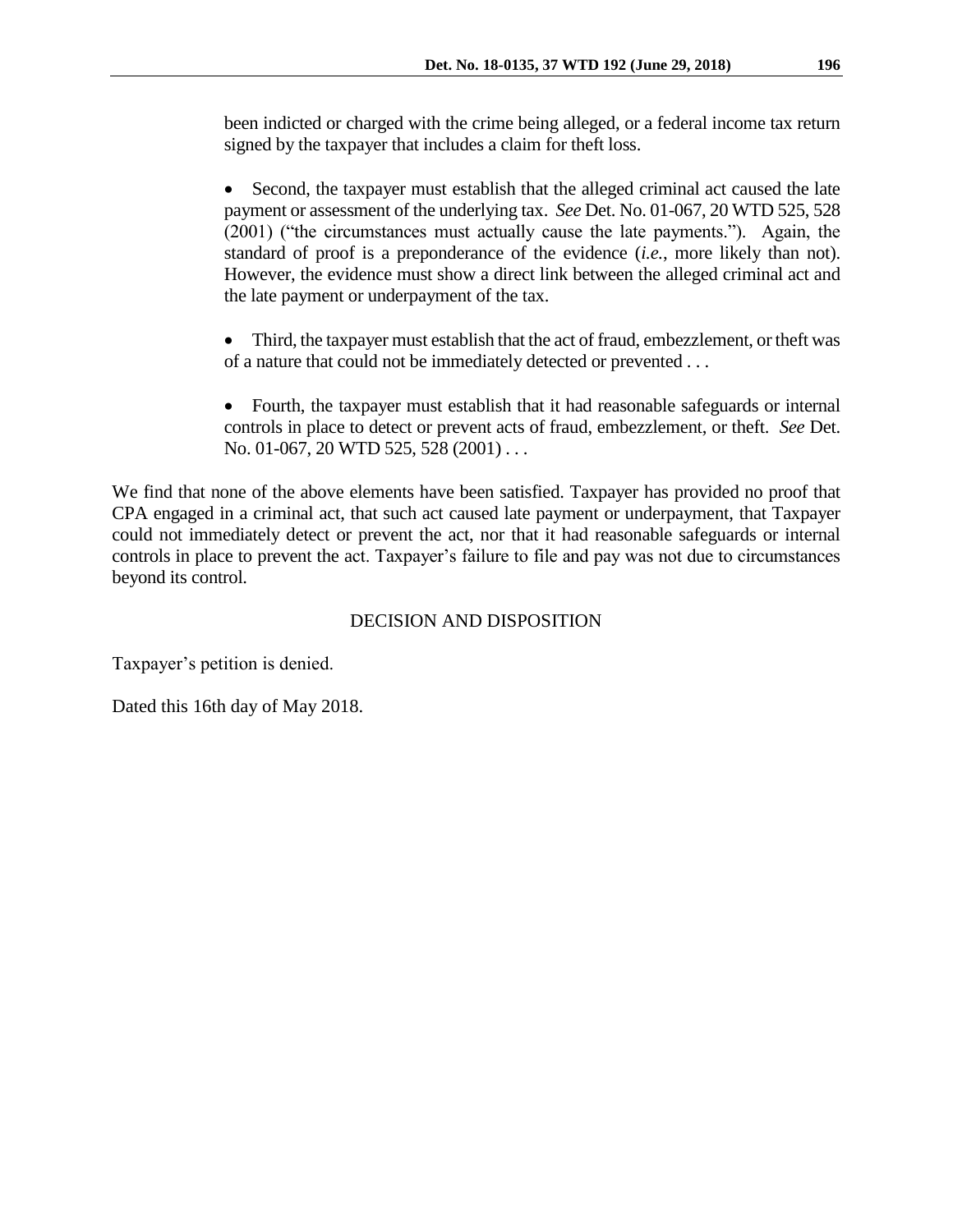> been indicted or charged with the crime being alleged, or a federal income tax return signed by the taxpayer that includes a claim for theft loss.
>
> - Second, the taxpayer must establish that the alleged criminal act caused the late payment or assessment of the underlying tax. *See* Det. No. 01-067, 20 WTD 525, 528 (2001) ("the circumstances must actually cause the late payments."). Again, the standard of proof is a preponderance of the evidence (*i.e.*, more likely than not). However, the evidence must show a direct link between the alleged criminal act and the late payment or underpayment of the tax.
>
> - Third, the taxpayer must establish that the act of fraud, embezzlement, or theft was of a nature that could not be immediately detected or prevented . . .
>
> - Fourth, the taxpayer must establish that it had reasonable safeguards or internal controls in place to detect or prevent acts of fraud, embezzlement, or theft. *See* Det. No. 01-067, 20 WTD 525, 528 (2001) . . .

We find that none of the above elements have been satisfied. Taxpayer has provided no proof that CPA engaged in a criminal act, that such act caused late payment or underpayment, that Taxpayer could not immediately detect or prevent the act, nor that it had reasonable safeguards or internal controls in place to prevent the act. Taxpayer's failure to file and pay was not due to circumstances beyond its control.

## DECISION AND DISPOSITION

Taxpayer's petition is denied.

Dated this 16th day of May 2018.